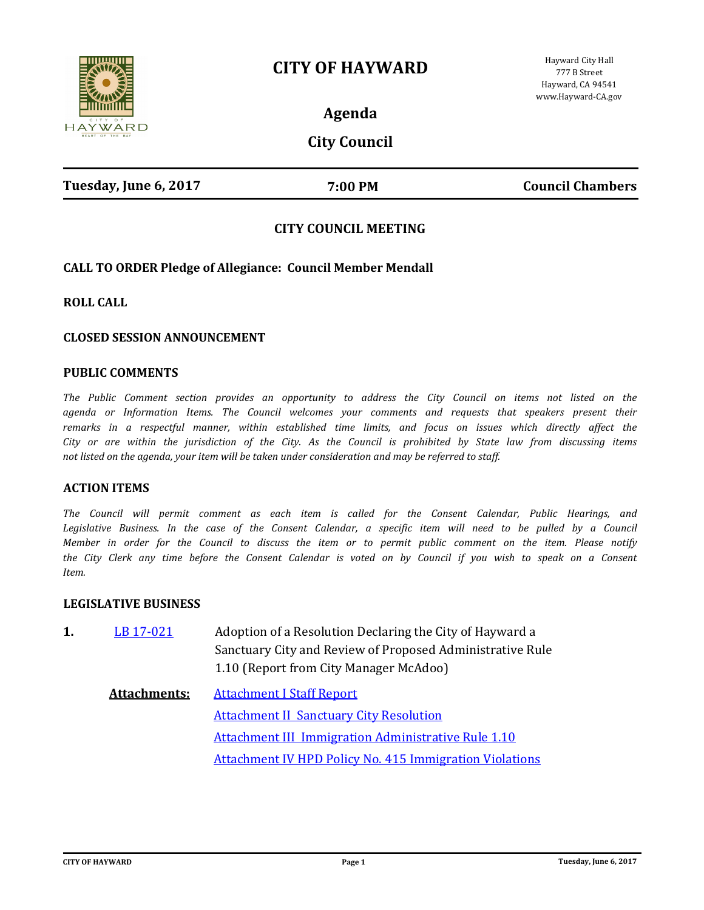# CITY OF HAYWARD

Hayward City Hall
777 B Street
Hayward, CA 94541
www.Hayward-CA.gov

## Agenda

## City Council

| Tuesday, June 6, 2017 | 7:00 PM | Council Chambers |
|---|---|---|

### CITY COUNCIL MEETING

**CALL TO ORDER Pledge of Allegiance: Council Member Mendall**

**ROLL CALL**

**CLOSED SESSION ANNOUNCEMENT**

**PUBLIC COMMENTS**

*The Public Comment section provides an opportunity to address the City Council on items not listed on the agenda or Information Items. The Council welcomes your comments and requests that speakers present their remarks in a respectful manner, within established time limits, and focus on issues which directly affect the City or are within the jurisdiction of the City. As the Council is prohibited by State law from discussing items not listed on the agenda, your item will be taken under consideration and may be referred to staff.*

**ACTION ITEMS**

*The Council will permit comment as each item is called for the Consent Calendar, Public Hearings, and Legislative Business. In the case of the Consent Calendar, a specific item will need to be pulled by a Council Member in order for the Council to discuss the item or to permit public comment on the item. Please notify the City Clerk any time before the Consent Calendar is voted on by Council if you wish to speak on a Consent Item.*

**LEGISLATIVE BUSINESS**

**1.** LB 17-021 — Adoption of a Resolution Declaring the City of Hayward a Sanctuary City and Review of Proposed Administrative Rule 1.10 (Report from City Manager McAdoo)

**Attachments:**
- Attachment I Staff Report
- Attachment II Sanctuary City Resolution
- Attachment III Immigration Administrative Rule 1.10
- Attachment IV HPD Policy No. 415 Immigration Violations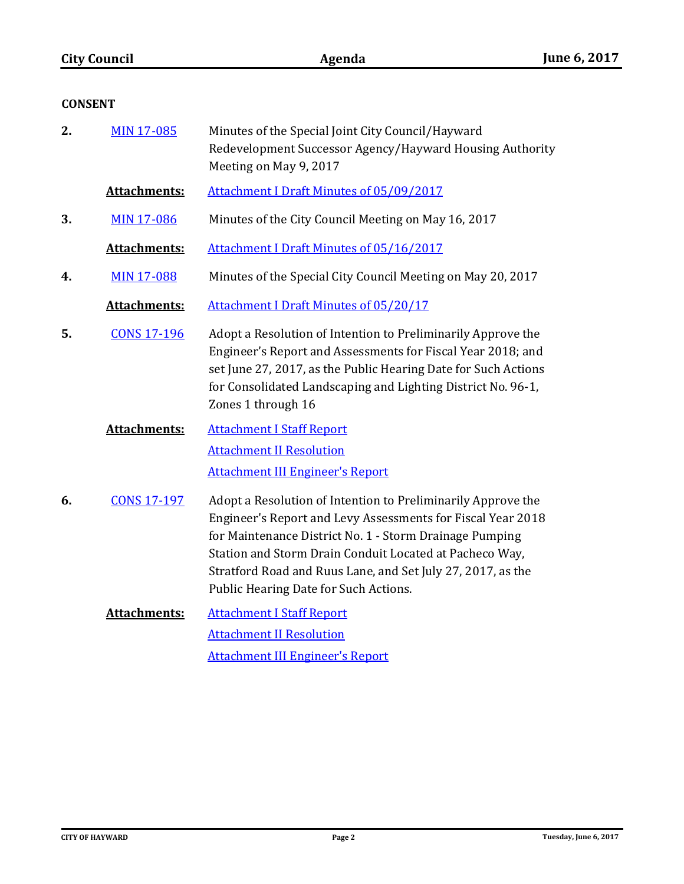## CONSENT

**2.** MIN 17-085 — Minutes of the Special Joint City Council/Hayward Redevelopment Successor Agency/Hayward Housing Authority Meeting on May 9, 2017

**Attachments:** Attachment I Draft Minutes of 05/09/2017

**3.** MIN 17-086 — Minutes of the City Council Meeting on May 16, 2017

**Attachments:** Attachment I Draft Minutes of 05/16/2017

**4.** MIN 17-088 — Minutes of the Special City Council Meeting on May 20, 2017

**Attachments:** Attachment I Draft Minutes of 05/20/17

**5.** CONS 17-196 — Adopt a Resolution of Intention to Preliminarily Approve the Engineer's Report and Assessments for Fiscal Year 2018; and set June 27, 2017, as the Public Hearing Date for Such Actions for Consolidated Landscaping and Lighting District No. 96-1, Zones 1 through 16

**Attachments:**
- Attachment I Staff Report
- Attachment II Resolution
- Attachment III Engineer's Report

**6.** CONS 17-197 — Adopt a Resolution of Intention to Preliminarily Approve the Engineer's Report and Levy Assessments for Fiscal Year 2018 for Maintenance District No. 1 - Storm Drainage Pumping Station and Storm Drain Conduit Located at Pacheco Way, Stratford Road and Ruus Lane, and Set July 27, 2017, as the Public Hearing Date for Such Actions.

**Attachments:**
- Attachment I Staff Report
- Attachment II Resolution
- Attachment III Engineer's Report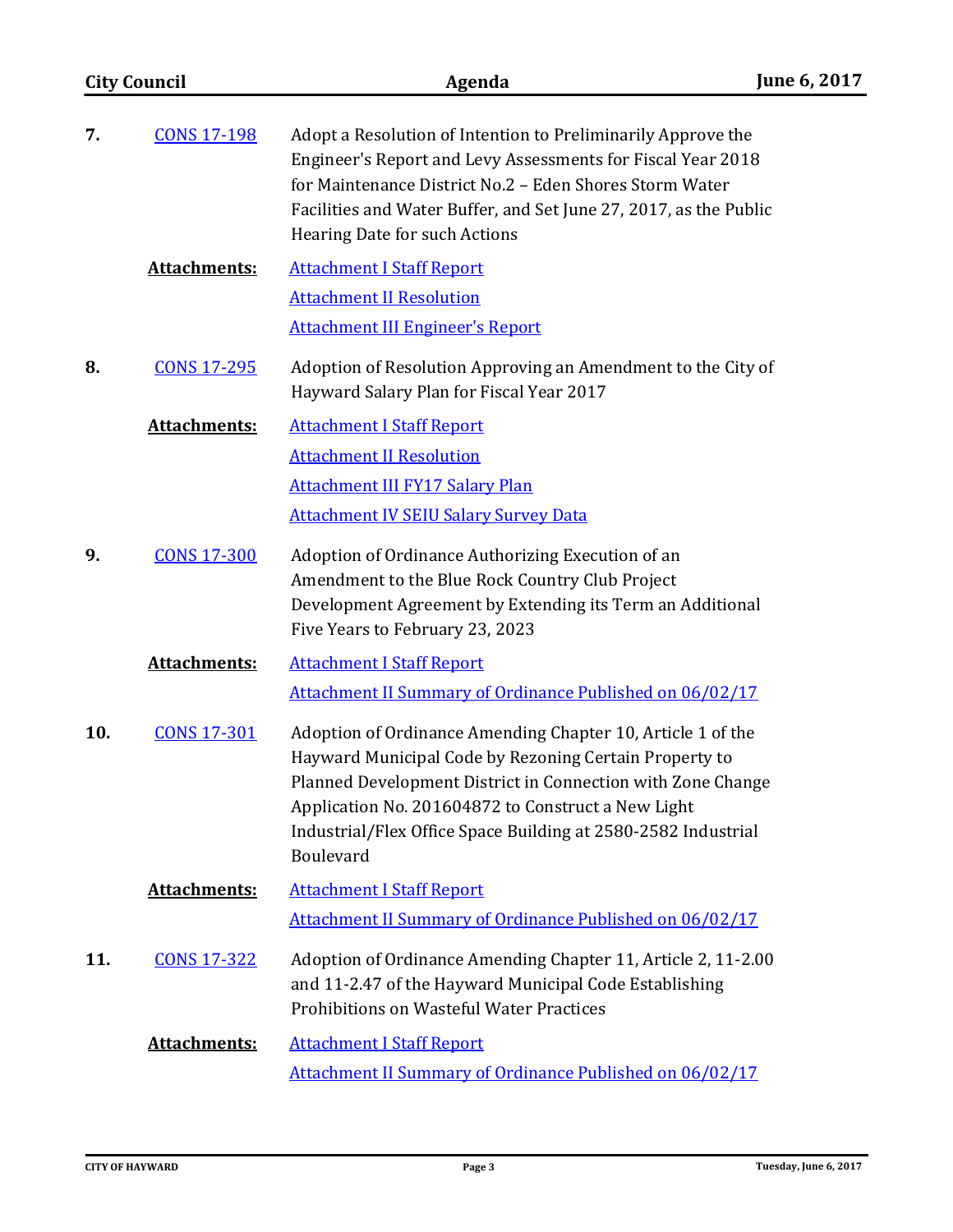**7.** CONS 17-198 Adopt a Resolution of Intention to Preliminarily Approve the Engineer's Report and Levy Assessments for Fiscal Year 2018 for Maintenance District No.2 – Eden Shores Storm Water Facilities and Water Buffer, and Set June 27, 2017, as the Public Hearing Date for such Actions

**Attachments:**
- Attachment I Staff Report
- Attachment II Resolution
- Attachment III Engineer's Report

**8.** CONS 17-295 Adoption of Resolution Approving an Amendment to the City of Hayward Salary Plan for Fiscal Year 2017

**Attachments:**
- Attachment I Staff Report
- Attachment II Resolution
- Attachment III FY17 Salary Plan
- Attachment IV SEIU Salary Survey Data

**9.** CONS 17-300 Adoption of Ordinance Authorizing Execution of an Amendment to the Blue Rock Country Club Project Development Agreement by Extending its Term an Additional Five Years to February 23, 2023

**Attachments:**
- Attachment I Staff Report
- Attachment II Summary of Ordinance Published on 06/02/17

**10.** CONS 17-301 Adoption of Ordinance Amending Chapter 10, Article 1 of the Hayward Municipal Code by Rezoning Certain Property to Planned Development District in Connection with Zone Change Application No. 201604872 to Construct a New Light Industrial/Flex Office Space Building at 2580-2582 Industrial Boulevard

**Attachments:**
- Attachment I Staff Report
- Attachment II Summary of Ordinance Published on 06/02/17

**11.** CONS 17-322 Adoption of Ordinance Amending Chapter 11, Article 2, 11-2.00 and 11-2.47 of the Hayward Municipal Code Establishing Prohibitions on Wasteful Water Practices

**Attachments:**
- Attachment I Staff Report
- Attachment II Summary of Ordinance Published on 06/02/17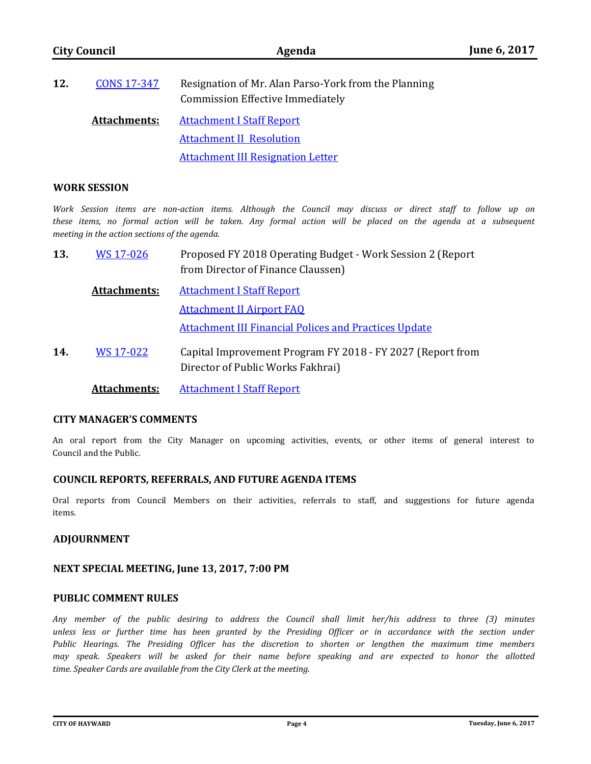**12.** CONS 17-347 Resignation of Mr. Alan Parso-York from the Planning Commission Effective Immediately

**Attachments:** Attachment I Staff Report
Attachment II Resolution
Attachment III Resignation Letter

## WORK SESSION

*Work Session items are non-action items. Although the Council may discuss or direct staff to follow up on these items, no formal action will be taken. Any formal action will be placed on the agenda at a subsequent meeting in the action sections of the agenda.*

**13.** WS 17-026 Proposed FY 2018 Operating Budget - Work Session 2 (Report from Director of Finance Claussen)

**Attachments:** Attachment I Staff Report
Attachment II Airport FAQ
Attachment III Financial Polices and Practices Update

**14.** WS 17-022 Capital Improvement Program FY 2018 - FY 2027 (Report from Director of Public Works Fakhrai)

**Attachments:** Attachment I Staff Report

## CITY MANAGER'S COMMENTS

An oral report from the City Manager on upcoming activities, events, or other items of general interest to Council and the Public.

## COUNCIL REPORTS, REFERRALS, AND FUTURE AGENDA ITEMS

Oral reports from Council Members on their activities, referrals to staff, and suggestions for future agenda items.

## ADJOURNMENT

## NEXT SPECIAL MEETING, June 13, 2017, 7:00 PM

## PUBLIC COMMENT RULES

*Any member of the public desiring to address the Council shall limit her/his address to three (3) minutes unless less or further time has been granted by the Presiding Officer or in accordance with the section under Public Hearings. The Presiding Officer has the discretion to shorten or lengthen the maximum time members may speak. Speakers will be asked for their name before speaking and are expected to honor the allotted time. Speaker Cards are available from the City Clerk at the meeting.*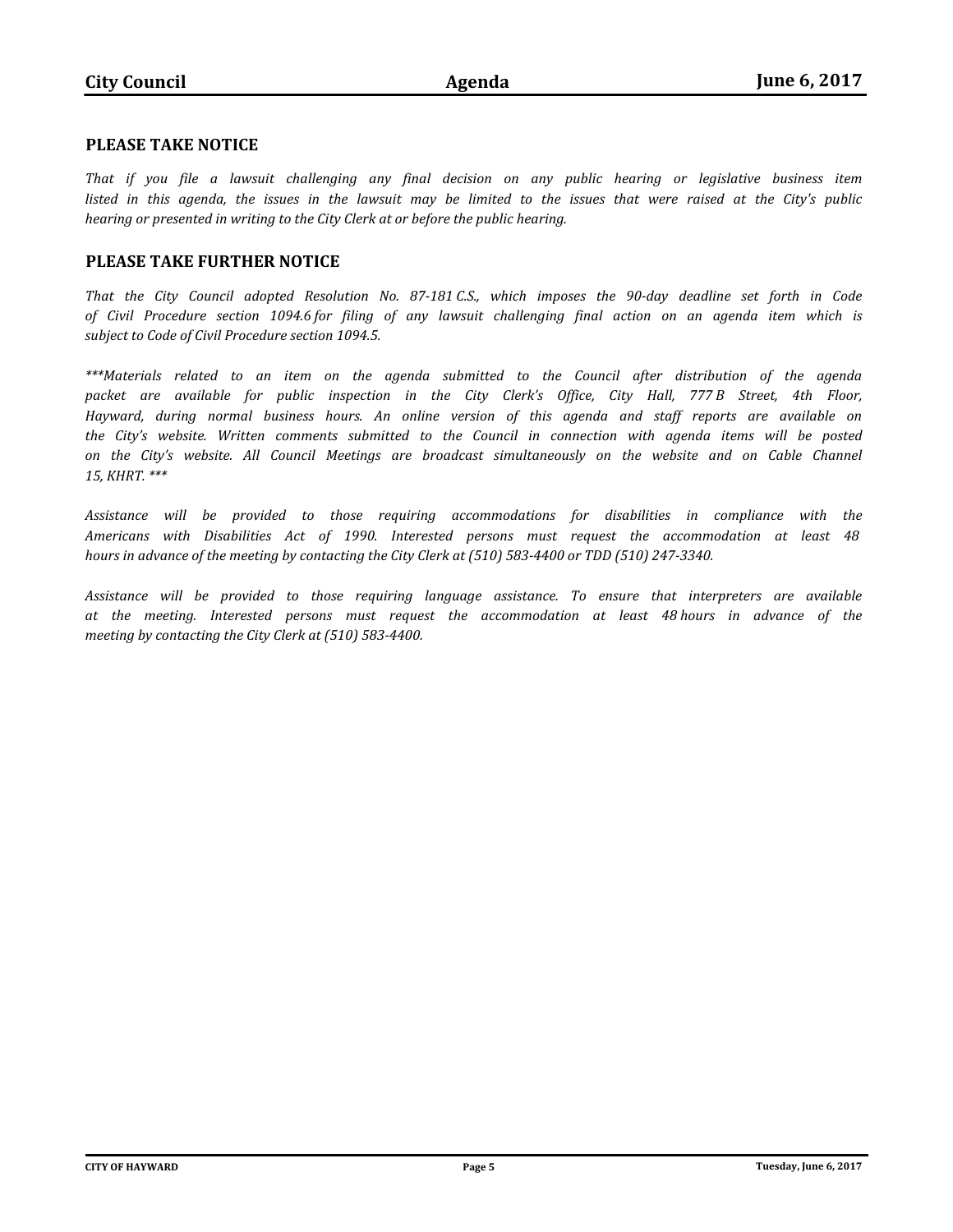## PLEASE TAKE NOTICE

*That if you file a lawsuit challenging any final decision on any public hearing or legislative business item listed in this agenda, the issues in the lawsuit may be limited to the issues that were raised at the City's public hearing or presented in writing to the City Clerk at or before the public hearing.*

## PLEASE TAKE FURTHER NOTICE

*That the City Council adopted Resolution No. 87-181 C.S., which imposes the 90-day deadline set forth in Code of Civil Procedure section 1094.6 for filing of any lawsuit challenging final action on an agenda item which is subject to Code of Civil Procedure section 1094.5.*

*\*\*\*Materials related to an item on the agenda submitted to the Council after distribution of the agenda packet are available for public inspection in the City Clerk's Office, City Hall, 777 B Street, 4th Floor, Hayward, during normal business hours. An online version of this agenda and staff reports are available on the City's website. Written comments submitted to the Council in connection with agenda items will be posted on the City's website. All Council Meetings are broadcast simultaneously on the website and on Cable Channel 15, KHRT. \*\*\**

*Assistance will be provided to those requiring accommodations for disabilities in compliance with the Americans with Disabilities Act of 1990. Interested persons must request the accommodation at least 48 hours in advance of the meeting by contacting the City Clerk at (510) 583-4400 or TDD (510) 247-3340.*

*Assistance will be provided to those requiring language assistance. To ensure that interpreters are available at the meeting. Interested persons must request the accommodation at least 48 hours in advance of the meeting by contacting the City Clerk at (510) 583-4400.*